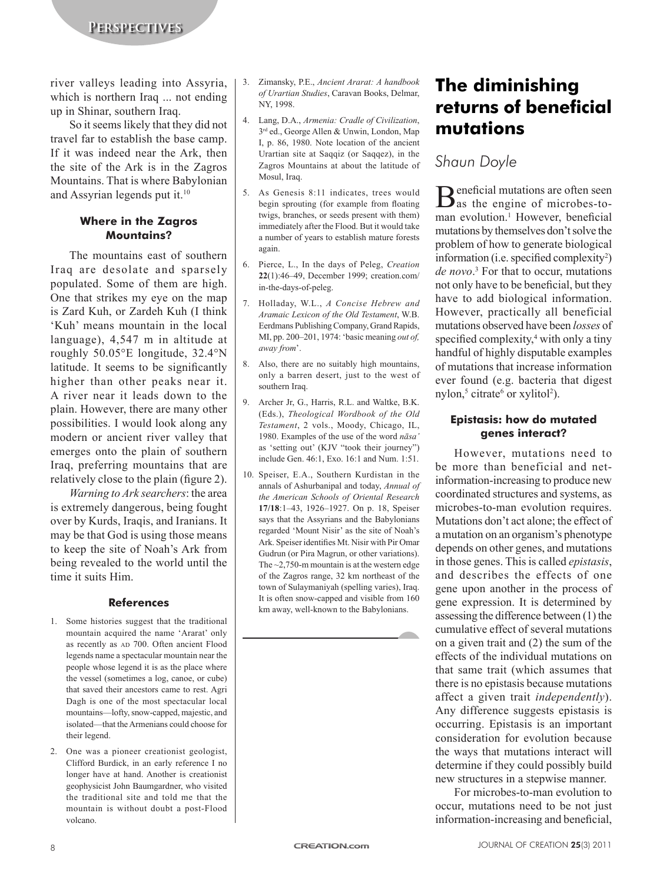river valleys leading into Assyria, which is northern Iraq ... not ending up in Shinar, southern Iraq.

So it seems likely that they did not travel far to establish the base camp. If it was indeed near the Ark, then the site of the Ark is in the Zagros Mountains. That is where Babylonian and Assyrian legends put it.[10]

#### Where in the Zagros Mountains?

The mountains east of southern Iraq are desolate and sparsely populated. Some of them are high. One that strikes my eye on the map is Zard Kuh, or Zardeh Kuh (I think 'Kuh' means mountain in the local language), 4,547 m in altitude at roughly 50.05°E longitude, 32.4°N latitude. It seems to be significantly higher than other peaks near it. A river near it leads down to the plain. However, there are many other possibilities. I would look along any modern or ancient river valley that emerges onto the plain of southern Iraq, preferring mountains that are relatively close to the plain (figure 2).

*Warning to Ark searchers*: the area is extremely dangerous, being fought over by Kurds, Iraqis, and Iranians. It may be that God is using those means to keep the site of Noah's Ark from being revealed to the world until the time it suits Him.

#### References

1. Some histories suggest that the traditional mountain acquired the name 'Ararat' only as recently as AD 700. Often ancient Flood legends name a spectacular mountain near the people whose legend it is as the place where the vessel (sometimes a log, canoe, or cube) that saved their ancestors came to rest. Agri Dagh is one of the most spectacular local mountains—lofty, snow-capped, majestic, and isolated—that the Armenians could choose for their legend.
2. One was a pioneer creationist geologist, Clifford Burdick, in an early reference I no longer have at hand. Another is creationist geophysicist John Baumgardner, who visited the traditional site and told me that the mountain is without doubt a post-Flood volcano.
3. Zimansky, P.E., *Ancient Ararat: A handbook of Urartian Studies*, Caravan Books, Delmar, NY, 1998.
4. Lang, D.A., *Armenia: Cradle of Civilization*, 3rd ed., George Allen & Unwin, London, Map I, p. 86, 1980. Note location of the ancient Urartian site at Saqqiz (or Saqqez), in the Zagros Mountains at about the latitude of Mosul, Iraq.
5. As Genesis 8:11 indicates, trees would begin sprouting (for example from floating twigs, branches, or seeds present with them) immediately after the Flood. But it would take a number of years to establish mature forests again.
6. Pierce, L., In the days of Peleg, *Creation* **22**(1):46–49, December 1999; creation.com/in-the-days-of-peleg.
7. Holladay, W.L., *A Concise Hebrew and Aramaic Lexicon of the Old Testament*, W.B. Eerdmans Publishing Company, Grand Rapids, MI, pp. 200–201, 1974: 'basic meaning *out of, away from*'.
8. Also, there are no suitably high mountains, only a barren desert, just to the west of southern Iraq.
9. Archer Jr, G., Harris, R.L. and Waltke, B.K. (Eds.), *Theological Wordbook of the Old Testament*, 2 vols., Moody, Chicago, IL, 1980. Examples of the use of the word *nāsa'* as 'setting out' (KJV "took their journey") include Gen. 46:1, Exo. 16:1 and Num. 1:51.
10. Speiser, E.A., Southern Kurdistan in the annals of Ashurbanipal and today, *Annual of the American Schools of Oriental Research* **17**/**18**:1–43, 1926–1927. On p. 18, Speiser says that the Assyrians and the Babylonians regarded 'Mount Nisir' as the site of Noah's Ark. Speiser identifies Mt. Nisir with Pir Omar Gudrun (or Pira Magrun, or other variations). The ~2,750-m mountain is at the western edge of the Zagros range, 32 km northeast of the town of Sulaymaniyah (spelling varies), Iraq. It is often snow-capped and visible from 160 km away, well-known to the Babylonians.

# The diminishing returns of beneficial mutations

*Shaun Doyle*

Beneficial mutations are often seen as the engine of microbes-to-man evolution.[1] However, beneficial mutations by themselves don't solve the problem of how to generate biological information (i.e. specified complexity[2]) *de novo*.[3] For that to occur, mutations not only have to be beneficial, but they have to add biological information. However, practically all beneficial mutations observed have been *losses* of specified complexity,[4] with only a tiny handful of highly disputable examples of mutations that increase information ever found (e.g. bacteria that digest nylon,[5] citrate[6] or xylitol[2]).

#### Epistasis: how do mutated genes interact?

However, mutations need to be more than beneficial and net-information-increasing to produce new coordinated structures and systems, as microbes-to-man evolution requires. Mutations don't act alone; the effect of a mutation on an organism's phenotype depends on other genes, and mutations in those genes. This is called *epistasis*, and describes the effects of one gene upon another in the process of gene expression. It is determined by assessing the difference between (1) the cumulative effect of several mutations on a given trait and (2) the sum of the effects of the individual mutations on that same trait (which assumes that there is no epistasis because mutations affect a given trait *independently*). Any difference suggests epistasis is occurring. Epistasis is an important consideration for evolution because the ways that mutations interact will determine if they could possibly build new structures in a stepwise manner.

For microbes-to-man evolution to occur, mutations need to be not just information-increasing and beneficial,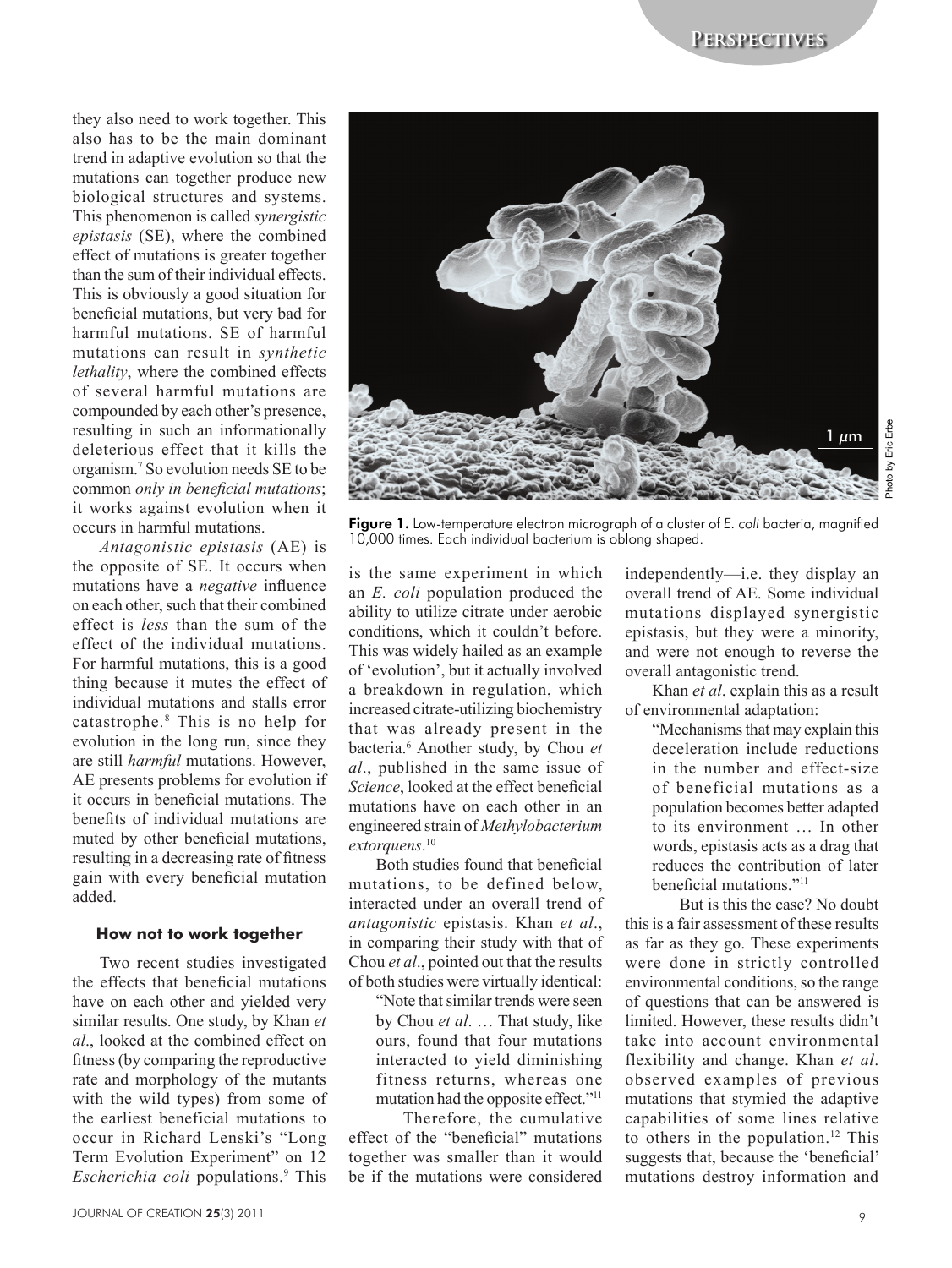they also need to work together. This also has to be the main dominant trend in adaptive evolution so that the mutations can together produce new biological structures and systems. This phenomenon is called *synergistic epistasis* (SE), where the combined effect of mutations is greater together than the sum of their individual effects. This is obviously a good situation for beneficial mutations, but very bad for harmful mutations. SE of harmful mutations can result in *synthetic lethality*, where the combined effects of several harmful mutations are compounded by each other's presence, resulting in such an informationally deleterious effect that it kills the organism.[7] So evolution needs SE to be common *only in beneficial mutations*; it works against evolution when it occurs in harmful mutations.

*Antagonistic epistasis* (AE) is the opposite of SE. It occurs when mutations have a *negative* influence on each other, such that their combined effect is *less* than the sum of the effect of the individual mutations. For harmful mutations, this is a good thing because it mutes the effect of individual mutations and stalls error catastrophe.[8] This is no help for evolution in the long run, since they are still *harmful* mutations. However, AE presents problems for evolution if it occurs in beneficial mutations. The benefits of individual mutations are muted by other beneficial mutations, resulting in a decreasing rate of fitness gain with every beneficial mutation added.

### How not to work together

Two recent studies investigated the effects that beneficial mutations have on each other and yielded very similar results. One study, by Khan *et al*., looked at the combined effect on fitness (by comparing the reproductive rate and morphology of the mutants with the wild types) from some of the earliest beneficial mutations to occur in Richard Lenski's "Long Term Evolution Experiment" on 12 *Escherichia coli* populations.[9] This is the same experiment in which an *E. coli* population produced the ability to utilize citrate under aerobic conditions, which it couldn't before. This was widely hailed as an example of 'evolution', but it actually involved a breakdown in regulation, which increased citrate-utilizing biochemistry that was already present in the bacteria.[6] Another study, by Chou *et al*., published in the same issue of *Science*, looked at the effect beneficial mutations have on each other in an engineered strain of *Methylobacterium extorquens*.[10]

**Figure 1.** Low-temperature electron micrograph of a cluster of *E. coli* bacteria, magnified 10,000 times. Each individual bacterium is oblong shaped.

Both studies found that beneficial mutations, to be defined below, interacted under an overall trend of *antagonistic* epistasis. Khan *et al*., in comparing their study with that of Chou *et al*., pointed out that the results of both studies were virtually identical:

> "Note that similar trends were seen by Chou *et al*. … That study, like ours, found that four mutations interacted to yield diminishing fitness returns, whereas one mutation had the opposite effect."[11]

Therefore, the cumulative effect of the "beneficial" mutations together was smaller than it would be if the mutations were considered independently—i.e. they display an overall trend of AE. Some individual mutations displayed synergistic epistasis, but they were a minority, and were not enough to reverse the overall antagonistic trend.

Khan *et al*. explain this as a result of environmental adaptation:

> "Mechanisms that may explain this deceleration include reductions in the number and effect-size of beneficial mutations as a population becomes better adapted to its environment … In other words, epistasis acts as a drag that reduces the contribution of later beneficial mutations."[11]

But is this the case? No doubt this is a fair assessment of these results as far as they go. These experiments were done in strictly controlled environmental conditions, so the range of questions that can be answered is limited. However, these results didn't take into account environmental flexibility and change. Khan *et al*. observed examples of previous mutations that stymied the adaptive capabilities of some lines relative to others in the population.[12] This suggests that, because the 'beneficial' mutations destroy information and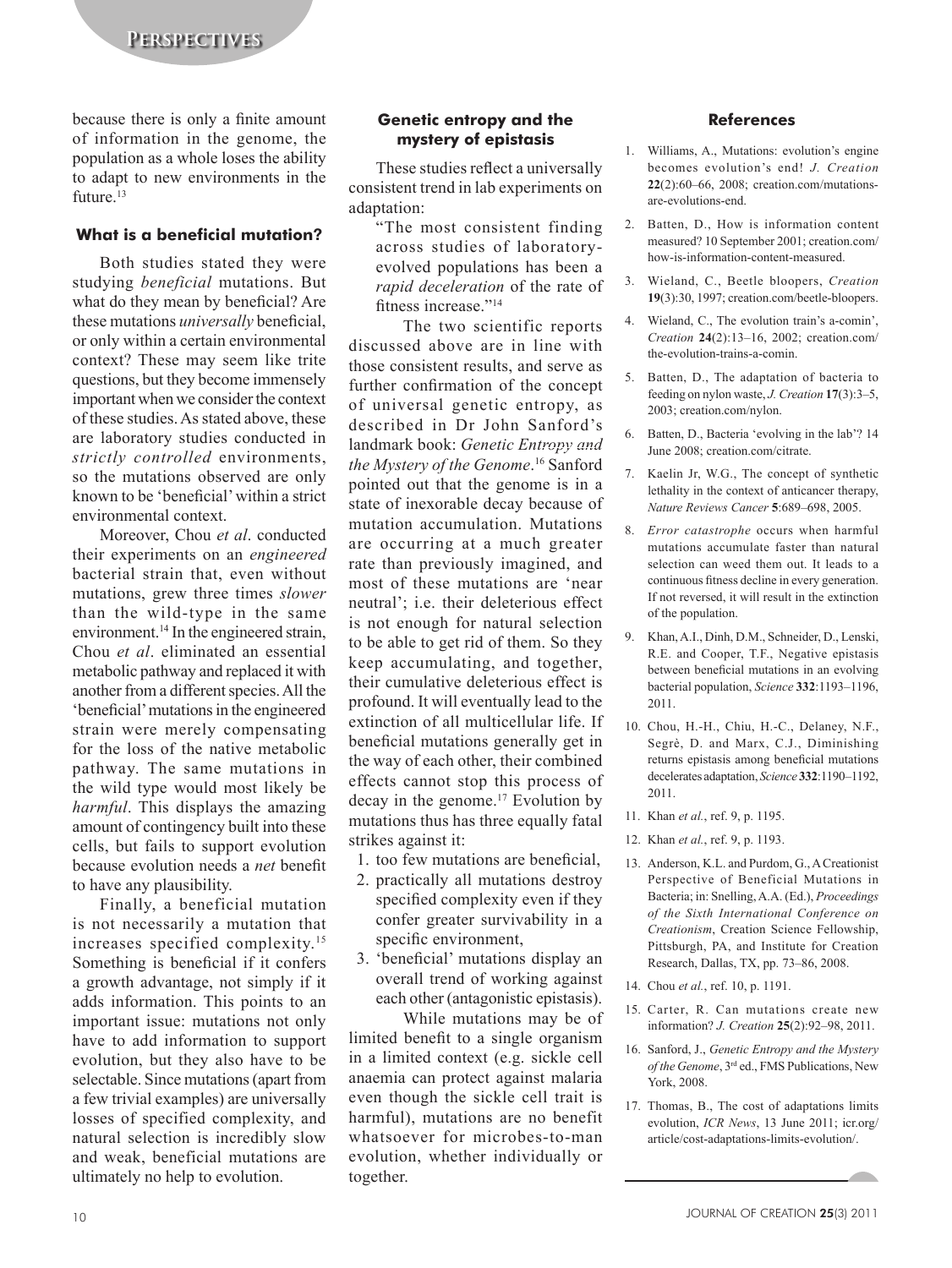because there is only a finite amount of information in the genome, the population as a whole loses the ability to adapt to new environments in the future.[13]

### What is a beneficial mutation?

Both studies stated they were studying *beneficial* mutations. But what do they mean by beneficial? Are these mutations *universally* beneficial, or only within a certain environmental context? These may seem like trite questions, but they become immensely important when we consider the context of these studies. As stated above, these are laboratory studies conducted in *strictly controlled* environments, so the mutations observed are only known to be 'beneficial' within a strict environmental context.

Moreover, Chou *et al*. conducted their experiments on an *engineered* bacterial strain that, even without mutations, grew three times *slower* than the wild-type in the same environment.[14] In the engineered strain, Chou *et al*. eliminated an essential metabolic pathway and replaced it with another from a different species. All the 'beneficial' mutations in the engineered strain were merely compensating for the loss of the native metabolic pathway. The same mutations in the wild type would most likely be *harmful*. This displays the amazing amount of contingency built into these cells, but fails to support evolution because evolution needs a *net* benefit to have any plausibility.

Finally, a beneficial mutation is not necessarily a mutation that increases specified complexity.[15] Something is beneficial if it confers a growth advantage, not simply if it adds information. This points to an important issue: mutations not only have to add information to support evolution, but they also have to be selectable. Since mutations (apart from a few trivial examples) are universally losses of specified complexity, and natural selection is incredibly slow and weak, beneficial mutations are ultimately no help to evolution.

### Genetic entropy and the mystery of epistasis

These studies reflect a universally consistent trend in lab experiments on adaptation:

> "The most consistent finding across studies of laboratory-evolved populations has been a *rapid deceleration* of the rate of fitness increase."[14]

The two scientific reports discussed above are in line with those consistent results, and serve as further confirmation of the concept of universal genetic entropy, as described in Dr John Sanford's landmark book: *Genetic Entropy and the Mystery of the Genome*.[16] Sanford pointed out that the genome is in a state of inexorable decay because of mutation accumulation. Mutations are occurring at a much greater rate than previously imagined, and most of these mutations are 'near neutral'; i.e. their deleterious effect is not enough for natural selection to be able to get rid of them. So they keep accumulating, and together, their cumulative deleterious effect is profound. It will eventually lead to the extinction of all multicellular life. If beneficial mutations generally get in the way of each other, their combined effects cannot stop this process of decay in the genome.[17] Evolution by mutations thus has three equally fatal strikes against it:

1. too few mutations are beneficial,
2. practically all mutations destroy specified complexity even if they confer greater survivability in a specific environment,
3. 'beneficial' mutations display an overall trend of working against each other (antagonistic epistasis).

While mutations may be of limited benefit to a single organism in a limited context (e.g. sickle cell anaemia can protect against malaria even though the sickle cell trait is harmful), mutations are no benefit whatsoever for microbes-to-man evolution, whether individually or together.

### References

1. Williams, A., Mutations: evolution's engine becomes evolution's end! *J. Creation* **22**(2):60–66, 2008; creation.com/mutations-are-evolutions-end.
2. Batten, D., How is information content measured? 10 September 2001; creation.com/how-is-information-content-measured.
3. Wieland, C., Beetle bloopers, *Creation* **19**(3):30, 1997; creation.com/beetle-bloopers.
4. Wieland, C., The evolution train's a-comin', *Creation* **24**(2):13–16, 2002; creation.com/the-evolution-trains-a-comin.
5. Batten, D., The adaptation of bacteria to feeding on nylon waste, *J. Creation* **17**(3):3–5, 2003; creation.com/nylon.
6. Batten, D., Bacteria 'evolving in the lab'? 14 June 2008; creation.com/citrate.
7. Kaelin Jr, W.G., The concept of synthetic lethality in the context of anticancer therapy, *Nature Reviews Cancer* **5**:689–698, 2005.
8. *Error catastrophe* occurs when harmful mutations accumulate faster than natural selection can weed them out. It leads to a continuous fitness decline in every generation. If not reversed, it will result in the extinction of the population.
9. Khan, A.I., Dinh, D.M., Schneider, D., Lenski, R.E. and Cooper, T.F., Negative epistasis between beneficial mutations in an evolving bacterial population, *Science* **332**:1193–1196, 2011.
10. Chou, H.-H., Chiu, H.-C., Delaney, N.F., Segrè, D. and Marx, C.J., Diminishing returns epistasis among beneficial mutations decelerates adaptation, *Science* **332**:1190–1192, 2011.
11. Khan *et al.*, ref. 9, p. 1195.
12. Khan *et al.*, ref. 9, p. 1193.
13. Anderson, K.L. and Purdom, G., A Creationist Perspective of Beneficial Mutations in Bacteria; in: Snelling, A.A. (Ed.), *Proceedings of the Sixth International Conference on Creationism*, Creation Science Fellowship, Pittsburgh, PA, and Institute for Creation Research, Dallas, TX, pp. 73–86, 2008.
14. Chou *et al.*, ref. 10, p. 1191.
15. Carter, R. Can mutations create new information? *J. Creation* **25**(2):92–98, 2011.
16. Sanford, J., *Genetic Entropy and the Mystery of the Genome*, 3rd ed., FMS Publications, New York, 2008.
17. Thomas, B., The cost of adaptations limits evolution, *ICR News*, 13 June 2011; icr.org/article/cost-adaptations-limits-evolution/.